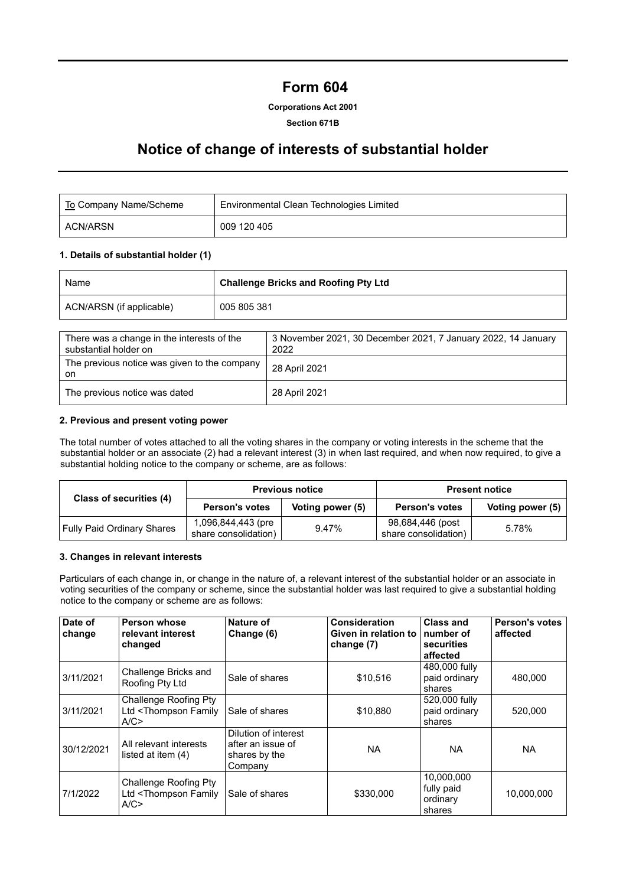# Form 604

**Corporations Act 2001**

**Section 671B**

# Notice of change of interests of substantial holder

| To Company Name/Scheme | Environmental Clean Technologies Limited |
|---|---|
| ACN/ARSN | 009 120 405 |

### 1. Details of substantial holder (1)

| Name | **Challenge Bricks and Roofing Pty Ltd** |
|---|---|
| ACN/ARSN (if applicable) | 005 805 381 |

| There was a change in the interests of the substantial holder on | 3 November 2021, 30 December 2021, 7 January 2022, 14 January 2022 |
|---|---|
| The previous notice was given to the company on | 28 April 2021 |
| The previous notice was dated | 28 April 2021 |

### 2. Previous and present voting power

The total number of votes attached to all the voting shares in the company or voting interests in the scheme that the substantial holder or an associate (2) had a relevant interest (3) in when last required, and when now required, to give a substantial holding notice to the company or scheme, are as follows:

| Class of securities (4) | Previous notice | | Present notice | |
|---|---|---|---|---|
| | Person's votes | Voting power (5) | Person's votes | Voting power (5) |
| Fully Paid Ordinary Shares | 1,096,844,443 (pre share consolidation) | 9.47% | 98,684,446 (post share consolidation) | 5.78% |

### 3. Changes in relevant interests

Particulars of each change in, or change in the nature of, a relevant interest of the substantial holder or an associate in voting securities of the company or scheme, since the substantial holder was last required to give a substantial holding notice to the company or scheme are as follows:

| Date of change | Person whose relevant interest changed | Nature of Change (6) | Consideration Given in relation to change (7) | Class and number of securities affected | Person's votes affected |
|---|---|---|---|---|---|
| 3/11/2021 | Challenge Bricks and Roofing Pty Ltd | Sale of shares | $10,516 | 480,000 fully paid ordinary shares | 480,000 |
| 3/11/2021 | Challenge Roofing Pty Ltd <Thompson Family A/C> | Sale of shares | $10,880 | 520,000 fully paid ordinary shares | 520,000 |
| 30/12/2021 | All relevant interests listed at item (4) | Dilution of interest after an issue of shares by the Company | NA | NA | NA |
| 7/1/2022 | Challenge Roofing Pty Ltd <Thompson Family A/C> | Sale of shares | $330,000 | 10,000,000 fully paid ordinary shares | 10,000,000 |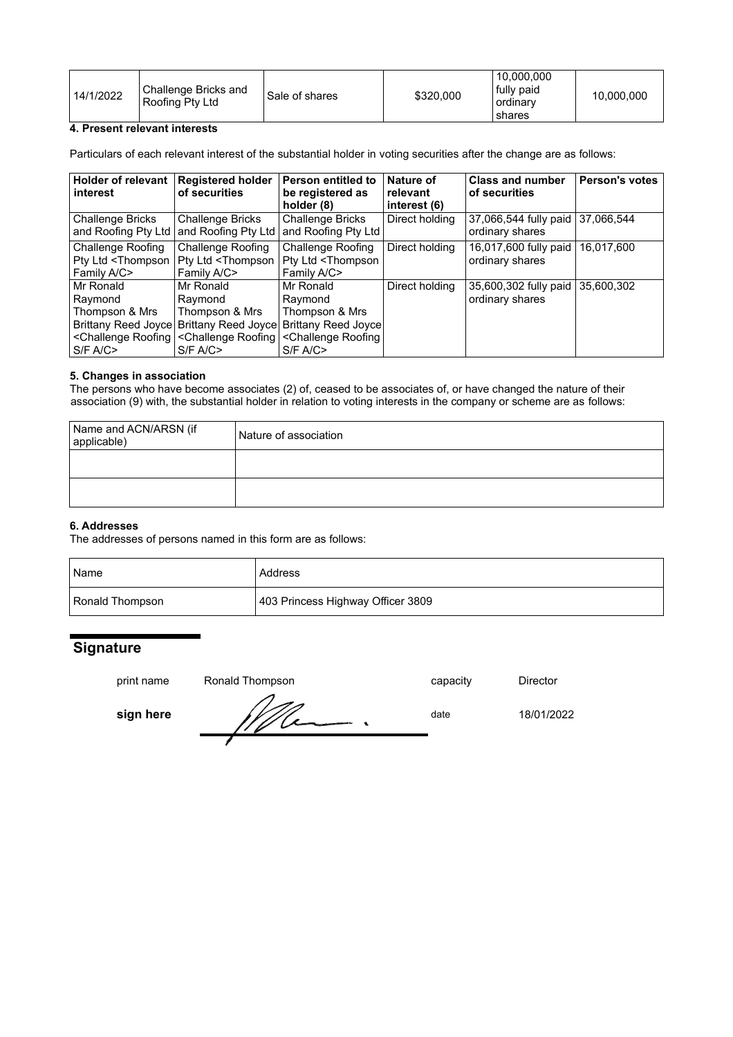| | | | | | |
|---|---|---|---|---|---|
| 14/1/2022 | Challenge Bricks and Roofing Pty Ltd | Sale of shares | $320,000 | 10,000,000 fully paid ordinary shares | 10,000,000 |

**4. Present relevant interests**

Particulars of each relevant interest of the substantial holder in voting securities after the change are as follows:

| Holder of relevant interest | Registered holder of securities | Person entitled to be registered as holder (8) | Nature of relevant interest (6) | Class and number of securities | Person's votes |
|---|---|---|---|---|---|
| Challenge Bricks and Roofing Pty Ltd | Challenge Bricks and Roofing Pty Ltd | Challenge Bricks and Roofing Pty Ltd | Direct holding | 37,066,544 fully paid ordinary shares | 37,066,544 |
| Challenge Roofing Pty Ltd <Thompson Family A/C> | Challenge Roofing Pty Ltd <Thompson Family A/C> | Challenge Roofing Pty Ltd <Thompson Family A/C> | Direct holding | 16,017,600 fully paid ordinary shares | 16,017,600 |
| Mr Ronald Raymond Thompson & Mrs Brittany Reed Joyce <Challenge Roofing S/F A/C> | Mr Ronald Raymond Thompson & Mrs Brittany Reed Joyce <Challenge Roofing S/F A/C> | Mr Ronald Raymond Thompson & Mrs Brittany Reed Joyce <Challenge Roofing S/F A/C> | Direct holding | 35,600,302 fully paid ordinary shares | 35,600,302 |

**5. Changes in association**

The persons who have become associates (2) of, ceased to be associates of, or have changed the nature of their association (9) with, the substantial holder in relation to voting interests in the company or scheme are as follows:

| Name and ACN/ARSN (if applicable) | Nature of association |
|---|---|
| | |
| | |

**6. Addresses**

The addresses of persons named in this form are as follows:

| Name | Address |
|---|---|
| Ronald Thompson | 403 Princess Highway Officer 3809 |

## Signature

print name Ronald Thompson capacity Director

**sign here** date 18/01/2022